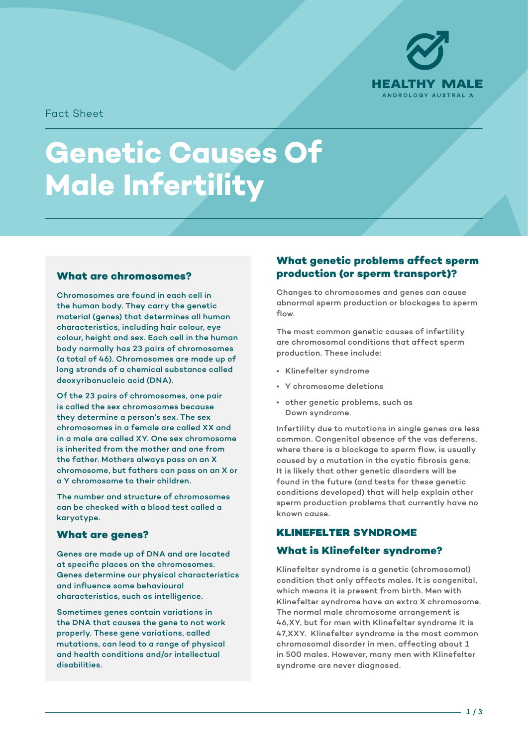Fact Sheet

# Genetic Causes Of Male Infertility

## What are chromosomes?

Chromosomes are found in each cell in the human body. They carry the genetic material (genes) that determines all human characteristics, including hair colour, eye colour, height and sex. Each cell in the human body normally has 23 pairs of chromosomes (a total of 46). Chromosomes are made up of long strands of a chemical substance called deoxyribonucleic acid (DNA).

Of the 23 pairs of chromosomes, one pair is called the sex chromosomes because they determine a person's sex. The sex chromosomes in a female are called XX and in a male are called XY. One sex chromosome is inherited from the mother and one from the father. Mothers always pass on an X chromosome, but fathers can pass on an X or a Y chromosome to their children.

The number and structure of chromosomes can be checked with a blood test called a karyotype.

## What are genes?

Genes are made up of DNA and are located at specific places on the chromosomes. Genes determine our physical characteristics and influence some behavioural characteristics, such as intelligence.

Sometimes genes contain variations in the DNA that causes the gene to not work properly. These gene variations, called mutations, can lead to a range of physical and health conditions and/or intellectual disabilities.

## What genetic problems affect sperm production (or sperm transport)?

Changes to chromosomes and genes can cause abnormal sperm production or blockages to sperm flow.

The most common genetic causes of infertility are chromosomal conditions that affect sperm production. These include:

- Klinefelter syndrome
- Y chromosome deletions
- other genetic problems, such as Down syndrome.

Infertility due to mutations in single genes are less common. Congenital absence of the vas deferens, where there is a blockage to sperm flow, is usually caused by a mutation in the cystic fibrosis gene. It is likely that other genetic disorders will be found in the future (and tests for these genetic conditions developed) that will help explain other sperm production problems that currently have no known cause.

## KLINEFELTER SYNDROME

### What is Klinefelter syndrome?

Klinefelter syndrome is a genetic (chromosomal) condition that only affects males. It is congenital, which means it is present from birth. Men with Klinefelter syndrome have an extra X chromosome. The normal male chromosome arrangement is 46,XY, but for men with Klinefelter syndrome it is 47,XXY. Klinefelter syndrome is the most common chromosomal disorder in men, affecting about 1 in 500 males. However, many men with Klinefelter syndrome are never diagnosed.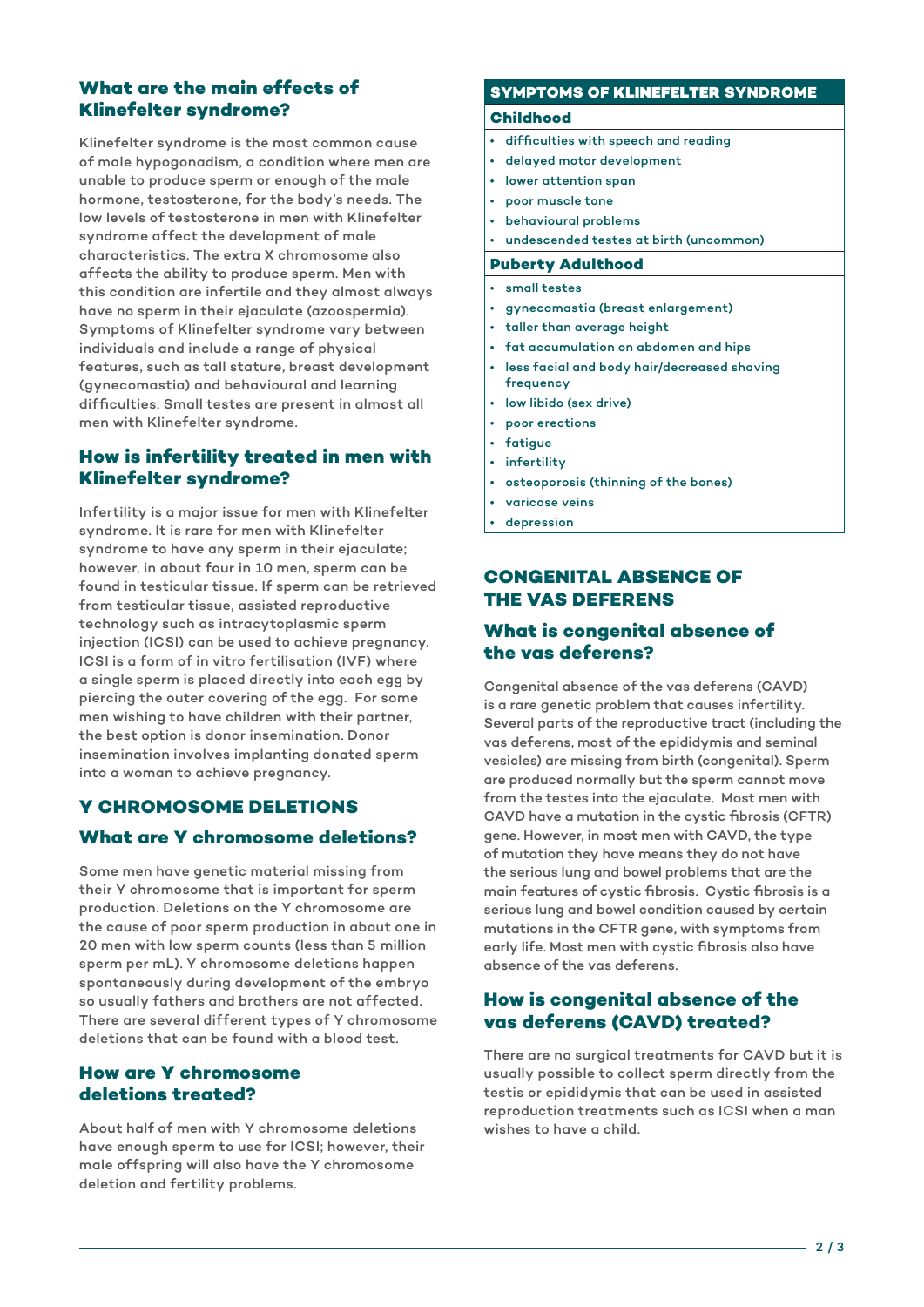### What are the main effects of Klinefelter syndrome?

Klinefelter syndrome is the most common cause of male hypogonadism, a condition where men are unable to produce sperm or enough of the male hormone, testosterone, for the body's needs. The low levels of testosterone in men with Klinefelter syndrome affect the development of male characteristics. The extra X chromosome also affects the ability to produce sperm. Men with this condition are infertile and they almost always have no sperm in their ejaculate (azoospermia). Symptoms of Klinefelter syndrome vary between individuals and include a range of physical features, such as tall stature, breast development (gynecomastia) and behavioural and learning difficulties. Small testes are present in almost all men with Klinefelter syndrome.

### How is infertility treated in men with Klinefelter syndrome?

Infertility is a major issue for men with Klinefelter syndrome. It is rare for men with Klinefelter syndrome to have any sperm in their ejaculate; however, in about four in 10 men, sperm can be found in testicular tissue. If sperm can be retrieved from testicular tissue, assisted reproductive technology such as intracytoplasmic sperm injection (ICSI) can be used to achieve pregnancy. ICSI is a form of in vitro fertilisation (IVF) where a single sperm is placed directly into each egg by piercing the outer covering of the egg. For some men wishing to have children with their partner, the best option is donor insemination. Donor insemination involves implanting donated sperm into a woman to achieve pregnancy.

**SYMPTOMS OF KLINEFELTER SYNDROME**

**Childhood**

- difficulties with speech and reading
- delayed motor development
- lower attention span
- poor muscle tone
- behavioural problems
- undescended testes at birth (uncommon)

**Puberty Adulthood**

- small testes
- gynecomastia (breast enlargement)
- taller than average height
- fat accumulation on abdomen and hips
- less facial and body hair/decreased shaving frequency
- low libido (sex drive)
- poor erections
- fatigue
- infertility
- osteoporosis (thinning of the bones)
- varicose veins
- depression

## Y CHROMOSOME DELETIONS

### What are Y chromosome deletions?

Some men have genetic material missing from their Y chromosome that is important for sperm production. Deletions on the Y chromosome are the cause of poor sperm production in about one in 20 men with low sperm counts (less than 5 million sperm per mL). Y chromosome deletions happen spontaneously during development of the embryo so usually fathers and brothers are not affected. There are several different types of Y chromosome deletions that can be found with a blood test.

### How are Y chromosome deletions treated?

About half of men with Y chromosome deletions have enough sperm to use for ICSI; however, their male offspring will also have the Y chromosome deletion and fertility problems.

## CONGENITAL ABSENCE OF THE VAS DEFERENS

### What is congenital absence of the vas deferens?

Congenital absence of the vas deferens (CAVD) is a rare genetic problem that causes infertility. Several parts of the reproductive tract (including the vas deferens, most of the epididymis and seminal vesicles) are missing from birth (congenital). Sperm are produced normally but the sperm cannot move from the testes into the ejaculate. Most men with CAVD have a mutation in the cystic fibrosis (CFTR) gene. However, in most men with CAVD, the type of mutation they have means they do not have the serious lung and bowel problems that are the main features of cystic fibrosis. Cystic fibrosis is a serious lung and bowel condition caused by certain mutations in the CFTR gene, with symptoms from early life. Most men with cystic fibrosis also have absence of the vas deferens.

### How is congenital absence of the vas deferens (CAVD) treated?

There are no surgical treatments for CAVD but it is usually possible to collect sperm directly from the testis or epididymis that can be used in assisted reproduction treatments such as ICSI when a man wishes to have a child.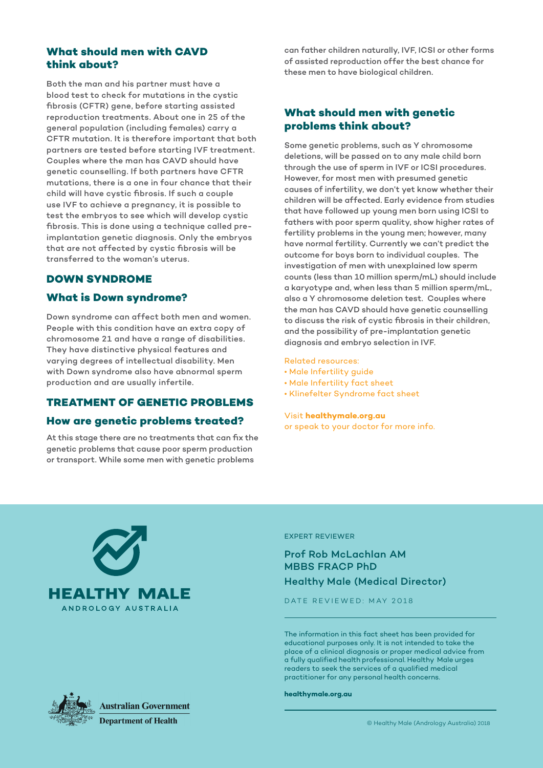### What should men with CAVD think about?

Both the man and his partner must have a blood test to check for mutations in the cystic fibrosis (CFTR) gene, before starting assisted reproduction treatments. About one in 25 of the general population (including females) carry a CFTR mutation. It is therefore important that both partners are tested before starting IVF treatment. Couples where the man has CAVD should have genetic counselling. If both partners have CFTR mutations, there is a one in four chance that their child will have cystic fibrosis. If such a couple use IVF to achieve a pregnancy, it is possible to test the embryos to see which will develop cystic fibrosis. This is done using a technique called pre-implantation genetic diagnosis. Only the embryos that are not affected by cystic fibrosis will be transferred to the woman's uterus.

## DOWN SYNDROME

### What is Down syndrome?

Down syndrome can affect both men and women. People with this condition have an extra copy of chromosome 21 and have a range of disabilities. They have distinctive physical features and varying degrees of intellectual disability. Men with Down syndrome also have abnormal sperm production and are usually infertile.

## TREATMENT OF GENETIC PROBLEMS

### How are genetic problems treated?

At this stage there are no treatments that can fix the genetic problems that cause poor sperm production or transport. While some men with genetic problems can father children naturally, IVF, ICSI or other forms of assisted reproduction offer the best chance for these men to have biological children.

### What should men with genetic problems think about?

Some genetic problems, such as Y chromosome deletions, will be passed on to any male child born through the use of sperm in IVF or ICSI procedures. However, for most men with presumed genetic causes of infertility, we don't yet know whether their children will be affected. Early evidence from studies that have followed up young men born using ICSI to fathers with poor sperm quality, show higher rates of fertility problems in the young men; however, many have normal fertility. Currently we can't predict the outcome for boys born to individual couples. The investigation of men with unexplained low sperm counts (less than 10 million sperm/mL) should include a karyotype and, when less than 5 million sperm/mL, also a Y chromosome deletion test. Couples where the man has CAVD should have genetic counselling to discuss the risk of cystic fibrosis in their children, and the possibility of pre-implantation genetic diagnosis and embryo selection in IVF.

Related resources:

- Male Infertility guide
- Male Infertility fact sheet
- Klinefelter Syndrome fact sheet

Visit **healthymale.org.au** or speak to your doctor for more info.

HEALTHY MALE
ANDROLOGY AUSTRALIA

Australian Government
Department of Health

EXPERT REVIEWER

Prof Rob McLachlan AM
MBBS FRACP PhD
Healthy Male (Medical Director)

DATE REVIEWED: MAY 2018

The information in this fact sheet has been provided for educational purposes only. It is not intended to take the place of a clinical diagnosis or proper medical advice from a fully qualified health professional. Healthy Male urges readers to seek the services of a qualified medical practitioner for any personal health concerns.

**healthymale.org.au**

© Healthy Male (Andrology Australia) 2018